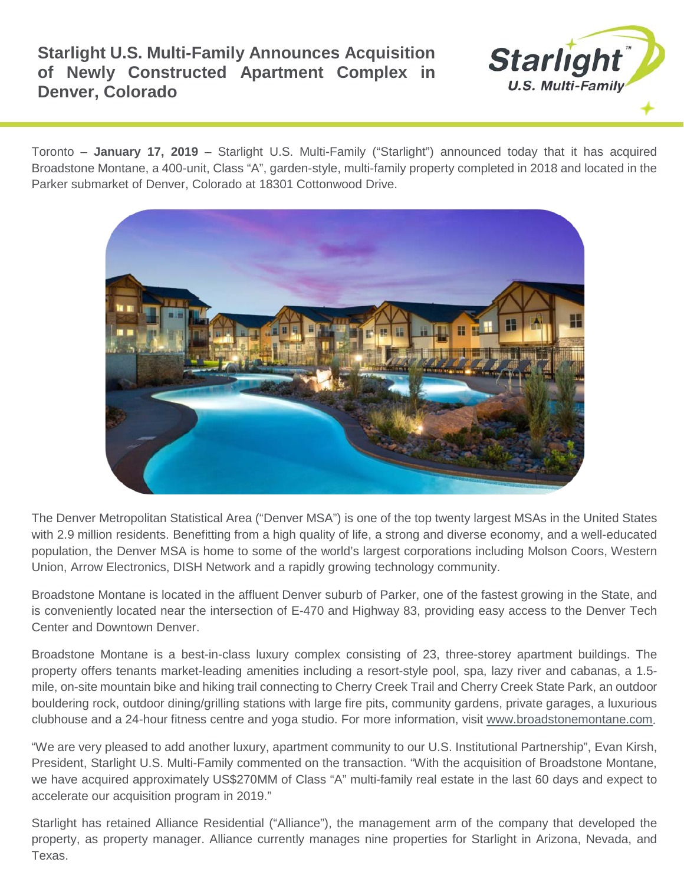# Starlight U.S. Multi-Family Announces Acquisition of Newly Constructed Apartment Complex in Denver, Colorado

Toronto – **January 17, 2019** – Starlight U.S. Multi-Family ("Starlight") announced today that it has acquired Broadstone Montane, a 400-unit, Class "A", garden-style, multi-family property completed in 2018 and located in the Parker submarket of Denver, Colorado at 18301 Cottonwood Drive.

The Denver Metropolitan Statistical Area ("Denver MSA") is one of the top twenty largest MSAs in the United States with 2.9 million residents. Benefitting from a high quality of life, a strong and diverse economy, and a well-educated population, the Denver MSA is home to some of the world's largest corporations including Molson Coors, Western Union, Arrow Electronics, DISH Network and a rapidly growing technology community.

Broadstone Montane is located in the affluent Denver suburb of Parker, one of the fastest growing in the State, and is conveniently located near the intersection of E-470 and Highway 83, providing easy access to the Denver Tech Center and Downtown Denver.

Broadstone Montane is a best-in-class luxury complex consisting of 23, three-storey apartment buildings. The property offers tenants market-leading amenities including a resort-style pool, spa, lazy river and cabanas, a 1.5-mile, on-site mountain bike and hiking trail connecting to Cherry Creek Trail and Cherry Creek State Park, an outdoor bouldering rock, outdoor dining/grilling stations with large fire pits, community gardens, private garages, a luxurious clubhouse and a 24-hour fitness centre and yoga studio. For more information, visit www.broadstonemontane.com.

"We are very pleased to add another luxury, apartment community to our U.S. Institutional Partnership", Evan Kirsh, President, Starlight U.S. Multi-Family commented on the transaction. "With the acquisition of Broadstone Montane, we have acquired approximately US$270MM of Class "A" multi-family real estate in the last 60 days and expect to accelerate our acquisition program in 2019."

Starlight has retained Alliance Residential ("Alliance"), the management arm of the company that developed the property, as property manager. Alliance currently manages nine properties for Starlight in Arizona, Nevada, and Texas.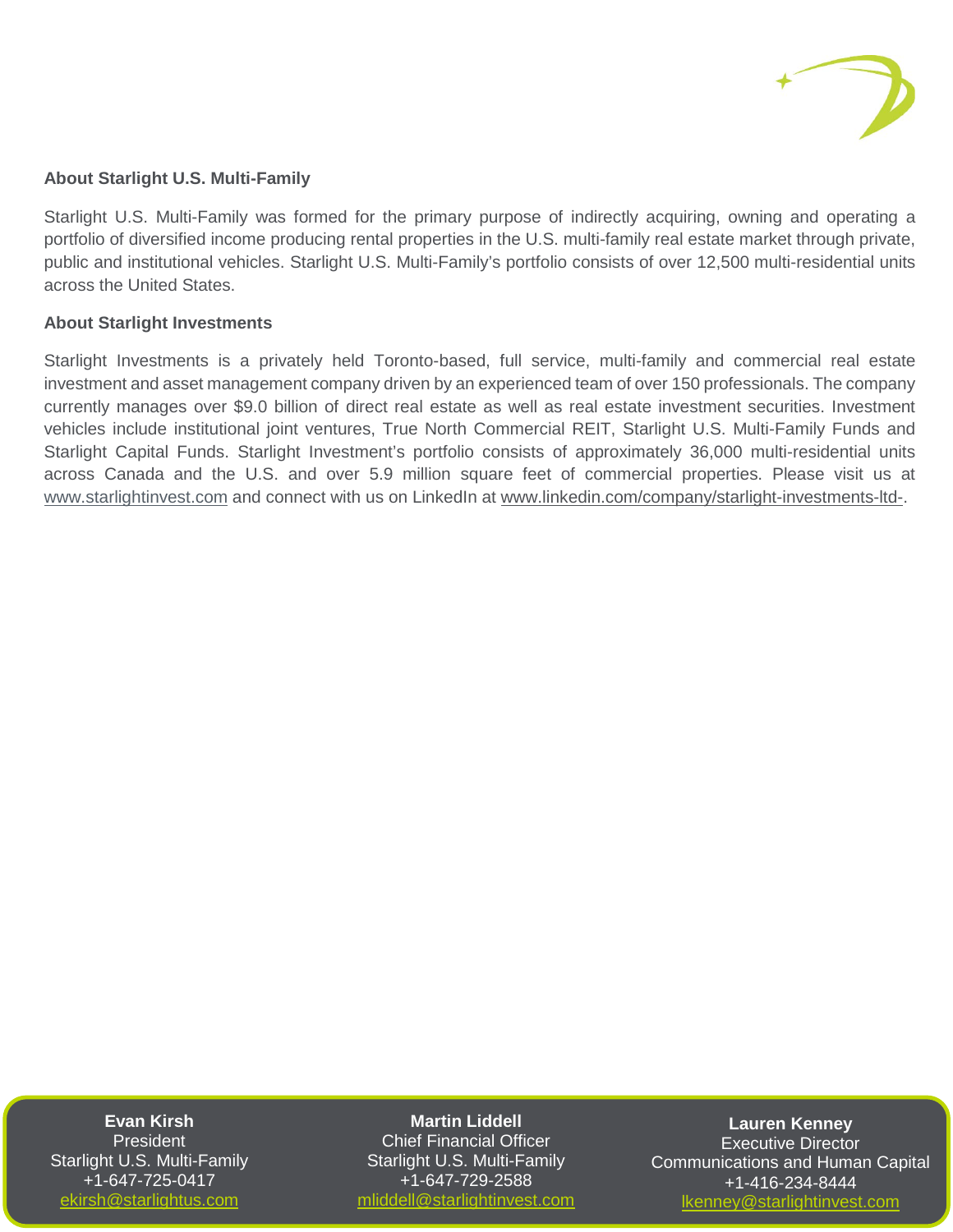**About Starlight U.S. Multi-Family**

Starlight U.S. Multi-Family was formed for the primary purpose of indirectly acquiring, owning and operating a portfolio of diversified income producing rental properties in the U.S. multi-family real estate market through private, public and institutional vehicles. Starlight U.S. Multi-Family's portfolio consists of over 12,500 multi-residential units across the United States.

**About Starlight Investments**

Starlight Investments is a privately held Toronto-based, full service, multi-family and commercial real estate investment and asset management company driven by an experienced team of over 150 professionals. The company currently manages over $9.0 billion of direct real estate as well as real estate investment securities. Investment vehicles include institutional joint ventures, True North Commercial REIT, Starlight U.S. Multi-Family Funds and Starlight Capital Funds. Starlight Investment's portfolio consists of approximately 36,000 multi-residential units across Canada and the U.S. and over 5.9 million square feet of commercial properties. Please visit us at www.starlightinvest.com and connect with us on LinkedIn at www.linkedin.com/company/starlight-investments-ltd-.

**Evan Kirsh**
President
Starlight U.S. Multi-Family
+1-647-725-0417
ekirsh@starlightus.com

**Martin Liddell**
Chief Financial Officer
Starlight U.S. Multi-Family
+1-647-729-2588
mliddell@starlightinvest.com

**Lauren Kenney**
Executive Director
Communications and Human Capital
+1-416-234-8444
lkenney@starlightinvest.com